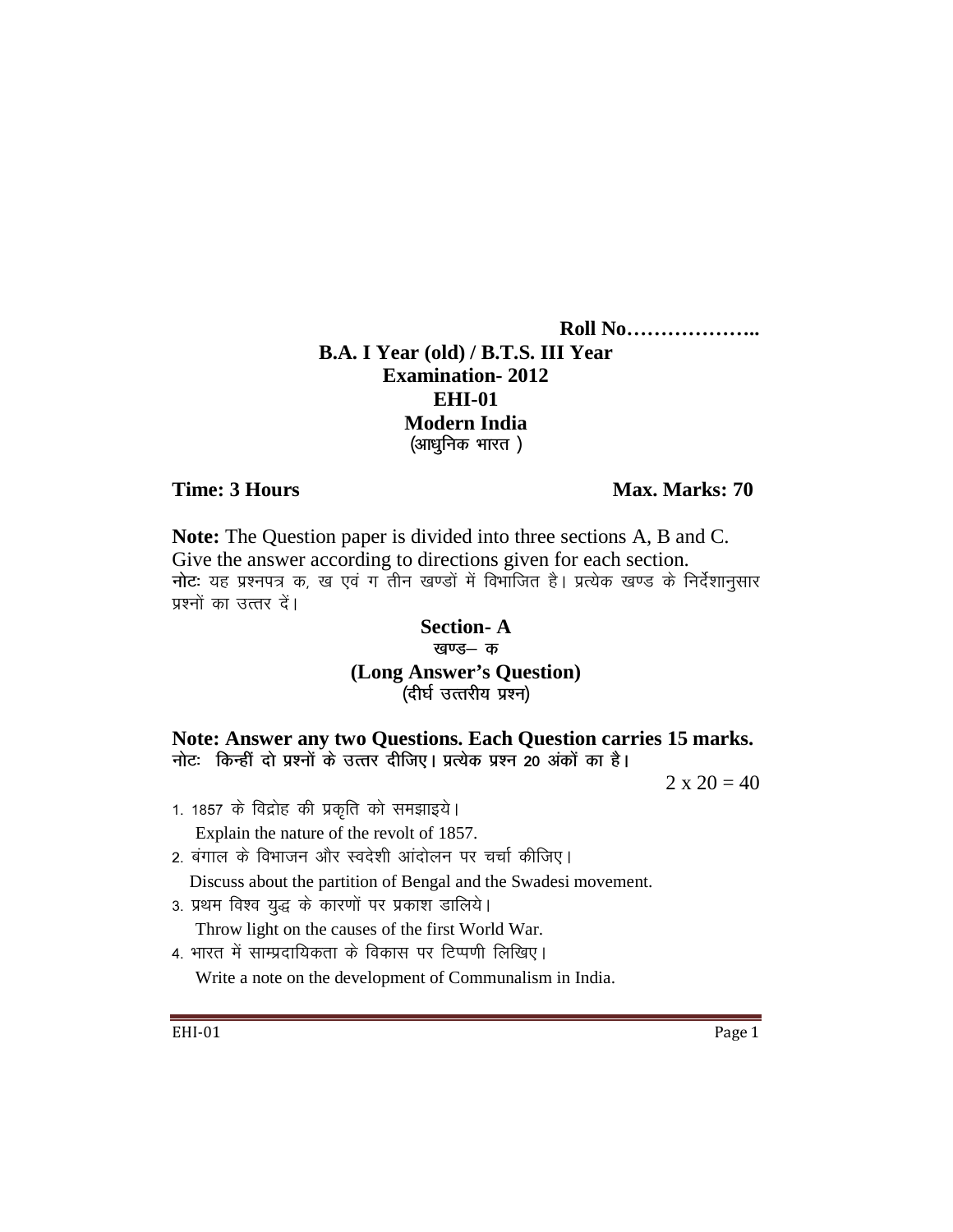**Roll No………………..**

**B.A. I Year (old) / B.T.S. III Year**

**Examination- 2012**

**EHI-01**

**Modern India**

(आधुनिक भारत )

**Time: 3 Hours** **Max. Marks: 70**

**Note:** The Question paper is divided into three sections A, B and C. Give the answer according to directions given for each section.

**नोटः** यह प्रश्नपत्र क, ख एवं ग तीन खण्डों में विभाजित है। प्रत्येक खण्ड के निर्देशानुसार प्रश्नों का उत्तर दें।

## Section- A

### खण्ड— क

### (Long Answer's Question)

(दीर्घ उत्तरीय प्रश्न)

**Note: Answer any two Questions. Each Question carries 15 marks.**

**नोटः किन्हीं दो प्रश्नों के उत्तर दीजिए। प्रत्येक प्रश्न 20 अंकों का है।**

2 x 20 = 40

1. 1857 के विद्रोह की प्रकृति को समझाइये।
   Explain the nature of the revolt of 1857.
2. बंगाल के विभाजन और स्वदेशी आंदोलन पर चर्चा कीजिए।
   Discuss about the partition of Bengal and the Swadesi movement.
3. प्रथम विश्व युद्ध के कारणों पर प्रकाश डालिये।
   Throw light on the causes of the first World War.
4. भारत में साम्प्रदायिकता के विकास पर टिप्पणी लिखिए।
   Write a note on the development of Communalism in India.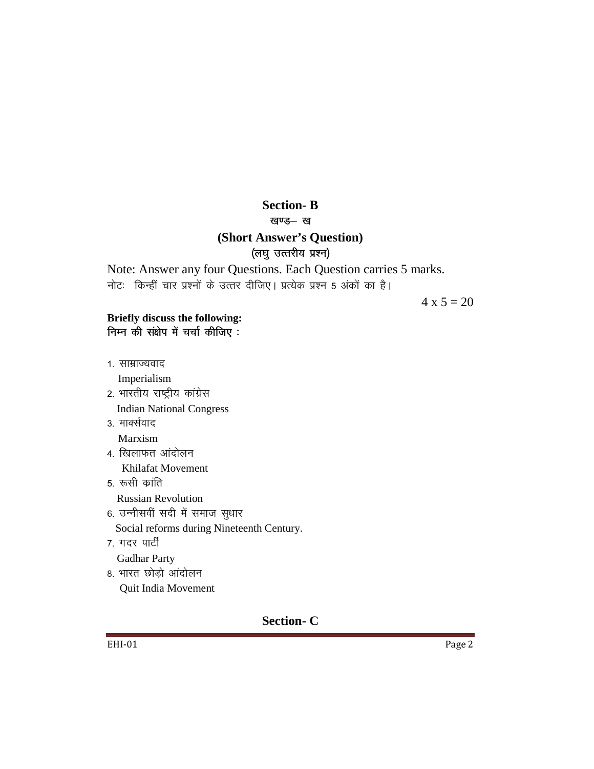## Section- B

### खण्ड– ख

### (Short Answer's Question)

(लघु उत्तरीय प्रश्न)

Note: Answer any four Questions. Each Question carries 5 marks.

नोटः किन्हीं चार प्रश्नों के उत्तर दीजिए। प्रत्येक प्रश्न 5 अंकों का है।

4 x 5 = 20

**Briefly discuss the following:**

**निम्न की संक्षेप में चर्चा कीजिए :**

1. साम्राज्यवाद
   Imperialism
2. भारतीय राष्ट्रीय कांग्रेस
   Indian National Congress
3. मार्क्सवाद
   Marxism
4. खिलाफत आंदोलन
   Khilafat Movement
5. रूसी कांति
   Russian Revolution
6. उन्नीसवीं सदी में समाज सुधार
   Social reforms during Nineteenth Century.
7. गदर पार्टी
   Gadhar Party
8. भारत छोड़ो आंदोलन
   Quit India Movement

## Section- C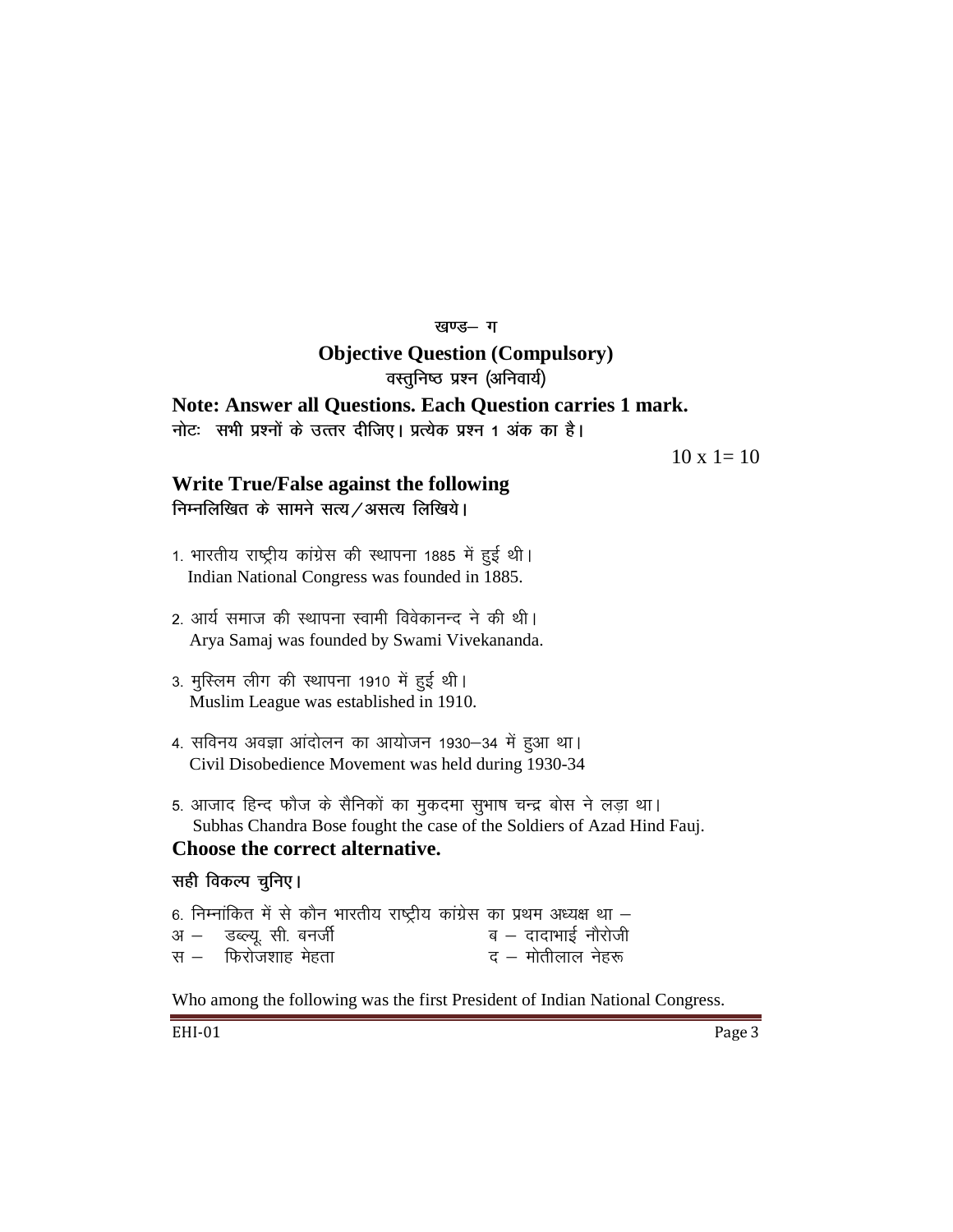## खण्ड– ग

### Objective Question (Compulsory)

वस्तुनिष्ठ प्रश्न (अनिवार्य)

**Note: Answer all Questions. Each Question carries 1 mark.**

नोटः सभी प्रश्नों के उत्तर दीजिए। प्रत्येक प्रश्न 1 अंक का है।

10 x 1= 10

### Write True/False against the following

निम्नलिखित के सामने सत्य/असत्य लिखिये।

1. भारतीय राष्ट्रीय कांग्रेस की स्थापना 1885 में हुई थी।
   Indian National Congress was founded in 1885.

2. आर्य समाज की स्थापना स्वामी विवेकानन्द ने की थी।
   Arya Samaj was founded by Swami Vivekananda.

3. मुस्लिम लीग की स्थापना 1910 में हुई थी।
   Muslim League was established in 1910.

4. सविनय अवज्ञा आंदोलन का आयोजन 1930–34 में हुआ था।
   Civil Disobedience Movement was held during 1930-34

5. आजाद हिन्द फौज के सैनिकों का मुकदमा सुभाष चन्द्र बोस ने लड़ा था।
   Subhas Chandra Bose fought the case of the Soldiers of Azad Hind Fauj.

### Choose the correct alternative.

सही विकल्प चुनिए।

6. निम्नांकित में से कौन भारतीय राष्ट्रीय कांग्रेस का प्रथम अध्यक्ष था –

अ – डब्ल्यू. सी. बनर्जी        ब – दादाभाई नौरोजी
स – फिरोजशाह मेहता        द – मोतीलाल नेहरू

Who among the following was the first President of Indian National Congress.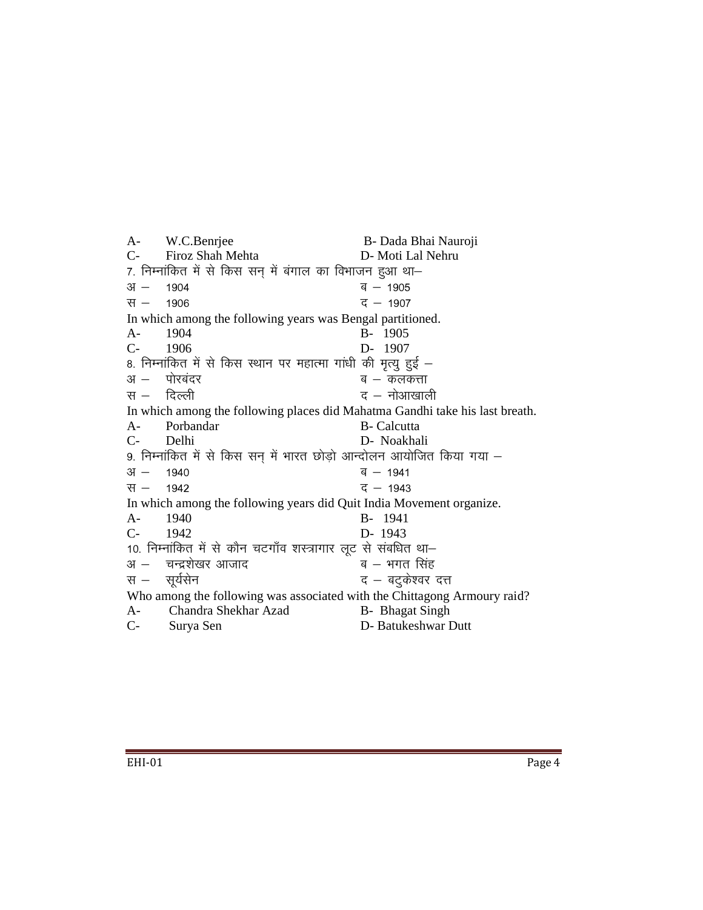A- W.C.Benrjee B- Dada Bhai Nauroji
C- Firoz Shah Mehta D- Moti Lal Nehru

7. निम्नांकित में से किस सन् में बंगाल का विभाजन हुआ था–
अ – 1904 ब – 1905
स – 1906 द – 1907

In which among the following years was Bengal partitioned.
A- 1904 B- 1905
C- 1906 D- 1907

8. निम्नांकित में से किस स्थान पर महात्मा गांधी की मृत्यु हुई –
अ – पोरबंदर ब – कलकत्ता
स – दिल्ली द – नोआखाली

In which among the following places did Mahatma Gandhi take his last breath.
A- Porbandar B- Calcutta
C- Delhi D- Noakhali

9. निम्नांकित में से किस सन् में भारत छोड़ो आन्दोलन आयोजित किया गया –
अ – 1940 ब – 1941
स – 1942 द – 1943

In which among the following years did Quit India Movement organize.
A- 1940 B- 1941
C- 1942 D- 1943

10. निम्नांकित में से कौन चटगाँव शस्त्रागार लूट से संबधित था–
अ – चन्द्रशेखर आजाद ब – भगत सिंह
स – सूर्यसेन द – बटुकेश्वर दत्त

Who among the following was associated with the Chittagong Armoury raid?
A- Chandra Shekhar Azad B- Bhagat Singh
C- Surya Sen D- Batukeshwar Dutt